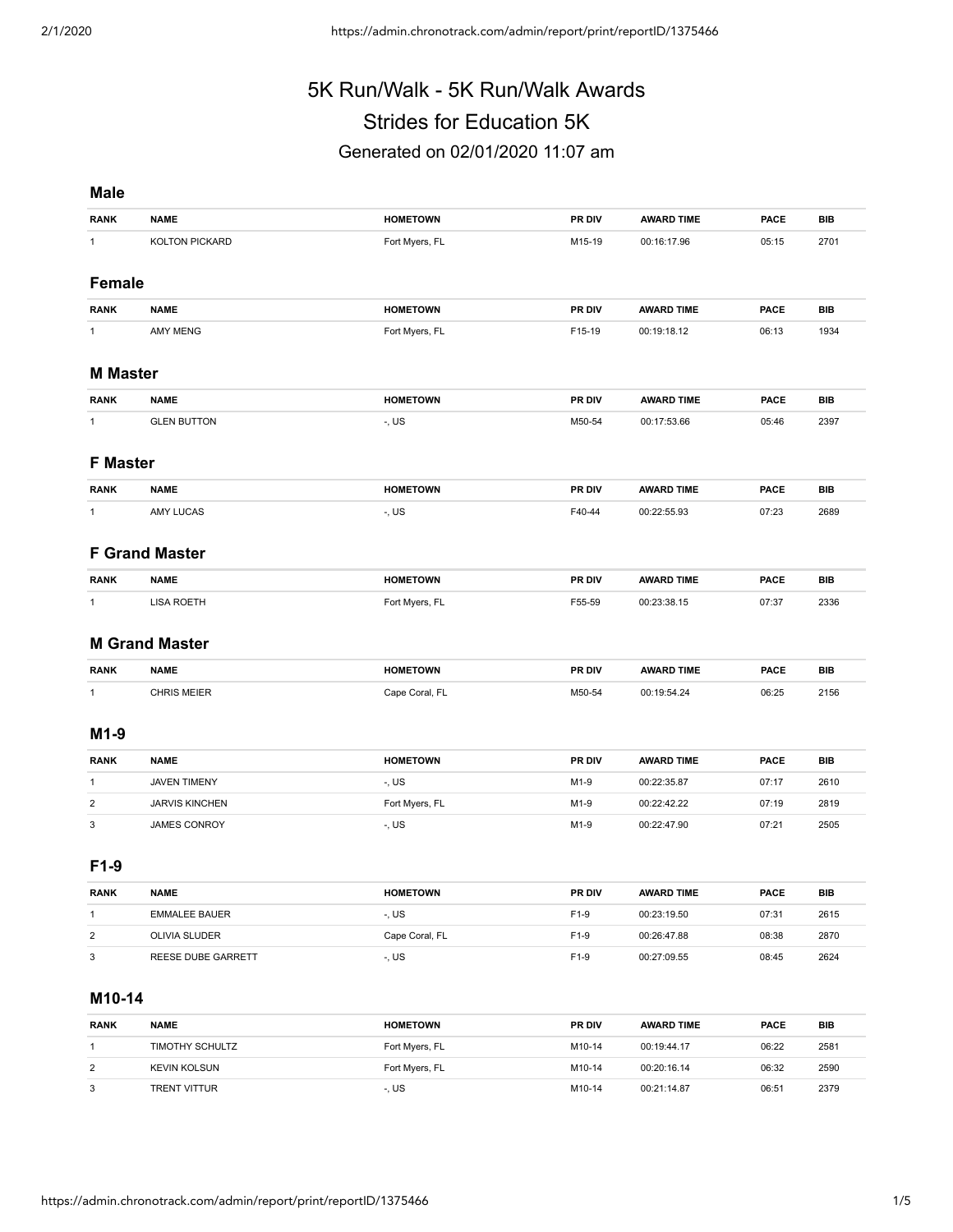# 5K Run/Walk - 5K Run/Walk Awards

## Strides for Education 5K

Generated on 02/01/2020 11:07 am

### Male

| RANK | NAME | HOMETOWN | PR DIV | AWARD TIME | PACE | BIB |
|---|---|---|---|---|---|---|
| 1 | KOLTON PICKARD | Fort Myers, FL | M15-19 | 00:16:17.96 | 05:15 | 2701 |

### Female

| RANK | NAME | HOMETOWN | PR DIV | AWARD TIME | PACE | BIB |
|---|---|---|---|---|---|---|
| 1 | AMY MENG | Fort Myers, FL | F15-19 | 00:19:18.12 | 06:13 | 1934 |

### M Master

| RANK | NAME | HOMETOWN | PR DIV | AWARD TIME | PACE | BIB |
|---|---|---|---|---|---|---|
| 1 | GLEN BUTTON | -, US | M50-54 | 00:17:53.66 | 05:46 | 2397 |

### F Master

| RANK | NAME | HOMETOWN | PR DIV | AWARD TIME | PACE | BIB |
|---|---|---|---|---|---|---|
| 1 | AMY LUCAS | -, US | F40-44 | 00:22:55.93 | 07:23 | 2689 |

### F Grand Master

| RANK | NAME | HOMETOWN | PR DIV | AWARD TIME | PACE | BIB |
|---|---|---|---|---|---|---|
| 1 | LISA ROETH | Fort Myers, FL | F55-59 | 00:23:38.15 | 07:37 | 2336 |

### M Grand Master

| RANK | NAME | HOMETOWN | PR DIV | AWARD TIME | PACE | BIB |
|---|---|---|---|---|---|---|
| 1 | CHRIS MEIER | Cape Coral, FL | M50-54 | 00:19:54.24 | 06:25 | 2156 |

### M1-9

| RANK | NAME | HOMETOWN | PR DIV | AWARD TIME | PACE | BIB |
|---|---|---|---|---|---|---|
| 1 | JAVEN TIMENY | -, US | M1-9 | 00:22:35.87 | 07:17 | 2610 |
| 2 | JARVIS KINCHEN | Fort Myers, FL | M1-9 | 00:22:42.22 | 07:19 | 2819 |
| 3 | JAMES CONROY | -, US | M1-9 | 00:22:47.90 | 07:21 | 2505 |

### F1-9

| RANK | NAME | HOMETOWN | PR DIV | AWARD TIME | PACE | BIB |
|---|---|---|---|---|---|---|
| 1 | EMMALEE BAUER | -, US | F1-9 | 00:23:19.50 | 07:31 | 2615 |
| 2 | OLIVIA SLUDER | Cape Coral, FL | F1-9 | 00:26:47.88 | 08:38 | 2870 |
| 3 | REESE DUBE GARRETT | -, US | F1-9 | 00:27:09.55 | 08:45 | 2624 |

### M10-14

| RANK | NAME | HOMETOWN | PR DIV | AWARD TIME | PACE | BIB |
|---|---|---|---|---|---|---|
| 1 | TIMOTHY SCHULTZ | Fort Myers, FL | M10-14 | 00:19:44.17 | 06:22 | 2581 |
| 2 | KEVIN KOLSUN | Fort Myers, FL | M10-14 | 00:20:16.14 | 06:32 | 2590 |
| 3 | TRENT VITTUR | -, US | M10-14 | 00:21:14.87 | 06:51 | 2379 |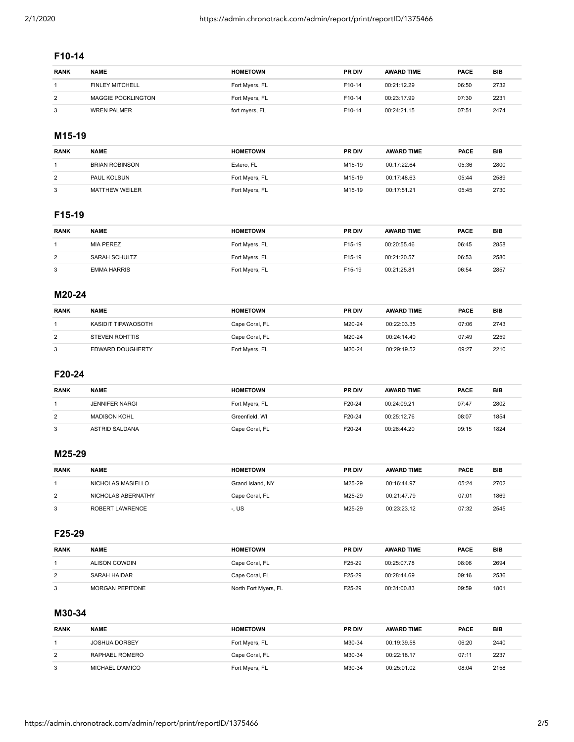## F10-14

| RANK | NAME | HOMETOWN | PR DIV | AWARD TIME | PACE | BIB |
|---|---|---|---|---|---|---|
| 1 | FINLEY MITCHELL | Fort Myers, FL | F10-14 | 00:21:12.29 | 06:50 | 2732 |
| 2 | MAGGIE POCKLINGTON | Fort Myers, FL | F10-14 | 00:23:17.99 | 07:30 | 2231 |
| 3 | WREN PALMER | fort myers, FL | F10-14 | 00:24:21.15 | 07:51 | 2474 |

## M15-19

| RANK | NAME | HOMETOWN | PR DIV | AWARD TIME | PACE | BIB |
|---|---|---|---|---|---|---|
| 1 | BRIAN ROBINSON | Estero, FL | M15-19 | 00:17:22.64 | 05:36 | 2800 |
| 2 | PAUL KOLSUN | Fort Myers, FL | M15-19 | 00:17:48.63 | 05:44 | 2589 |
| 3 | MATTHEW WEILER | Fort Myers, FL | M15-19 | 00:17:51.21 | 05:45 | 2730 |

## F15-19

| RANK | NAME | HOMETOWN | PR DIV | AWARD TIME | PACE | BIB |
|---|---|---|---|---|---|---|
| 1 | MIA PEREZ | Fort Myers, FL | F15-19 | 00:20:55.46 | 06:45 | 2858 |
| 2 | SARAH SCHULTZ | Fort Myers, FL | F15-19 | 00:21:20.57 | 06:53 | 2580 |
| 3 | EMMA HARRIS | Fort Myers, FL | F15-19 | 00:21:25.81 | 06:54 | 2857 |

## M20-24

| RANK | NAME | HOMETOWN | PR DIV | AWARD TIME | PACE | BIB |
|---|---|---|---|---|---|---|
| 1 | KASIDIT TIPAYAOSOTH | Cape Coral, FL | M20-24 | 00:22:03.35 | 07:06 | 2743 |
| 2 | STEVEN ROHTTIS | Cape Coral, FL | M20-24 | 00:24:14.40 | 07:49 | 2259 |
| 3 | EDWARD DOUGHERTY | Fort Myers, FL | M20-24 | 00:29:19.52 | 09:27 | 2210 |

## F20-24

| RANK | NAME | HOMETOWN | PR DIV | AWARD TIME | PACE | BIB |
|---|---|---|---|---|---|---|
| 1 | JENNIFER NARGI | Fort Myers, FL | F20-24 | 00:24:09.21 | 07:47 | 2802 |
| 2 | MADISON KOHL | Greenfield, WI | F20-24 | 00:25:12.76 | 08:07 | 1854 |
| 3 | ASTRID SALDANA | Cape Coral, FL | F20-24 | 00:28:44.20 | 09:15 | 1824 |

## M25-29

| RANK | NAME | HOMETOWN | PR DIV | AWARD TIME | PACE | BIB |
|---|---|---|---|---|---|---|
| 1 | NICHOLAS MASIELLO | Grand Island, NY | M25-29 | 00:16:44.97 | 05:24 | 2702 |
| 2 | NICHOLAS ABERNATHY | Cape Coral, FL | M25-29 | 00:21:47.79 | 07:01 | 1869 |
| 3 | ROBERT LAWRENCE | -, US | M25-29 | 00:23:23.12 | 07:32 | 2545 |

## F25-29

| RANK | NAME | HOMETOWN | PR DIV | AWARD TIME | PACE | BIB |
|---|---|---|---|---|---|---|
| 1 | ALISON COWDIN | Cape Coral, FL | F25-29 | 00:25:07.78 | 08:06 | 2694 |
| 2 | SARAH HAIDAR | Cape Coral, FL | F25-29 | 00:28:44.69 | 09:16 | 2536 |
| 3 | MORGAN PEPITONE | North Fort Myers, FL | F25-29 | 00:31:00.83 | 09:59 | 1801 |

## M30-34

| RANK | NAME | HOMETOWN | PR DIV | AWARD TIME | PACE | BIB |
|---|---|---|---|---|---|---|
| 1 | JOSHUA DORSEY | Fort Myers, FL | M30-34 | 00:19:39.58 | 06:20 | 2440 |
| 2 | RAPHAEL ROMERO | Cape Coral, FL | M30-34 | 00:22:18.17 | 07:11 | 2237 |
| 3 | MICHAEL D'AMICO | Fort Myers, FL | M30-34 | 00:25:01.02 | 08:04 | 2158 |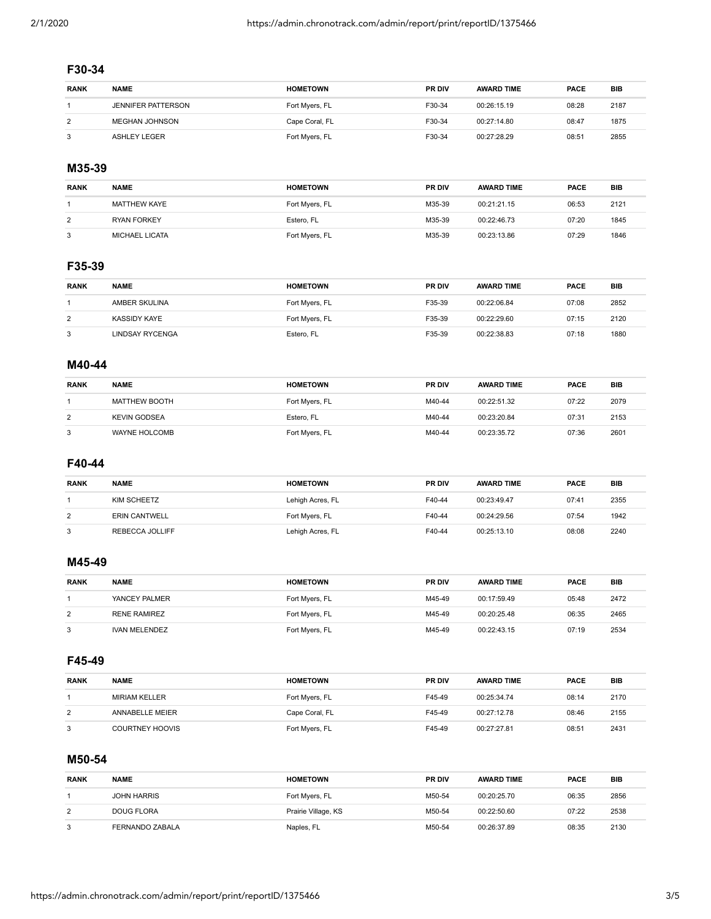### F30-34

| RANK | NAME | HOMETOWN | PR DIV | AWARD TIME | PACE | BIB |
|---|---|---|---|---|---|---|
| 1 | JENNIFER PATTERSON | Fort Myers, FL | F30-34 | 00:26:15.19 | 08:28 | 2187 |
| 2 | MEGHAN JOHNSON | Cape Coral, FL | F30-34 | 00:27:14.80 | 08:47 | 1875 |
| 3 | ASHLEY LEGER | Fort Myers, FL | F30-34 | 00:27:28.29 | 08:51 | 2855 |

### M35-39

| RANK | NAME | HOMETOWN | PR DIV | AWARD TIME | PACE | BIB |
|---|---|---|---|---|---|---|
| 1 | MATTHEW KAYE | Fort Myers, FL | M35-39 | 00:21:21.15 | 06:53 | 2121 |
| 2 | RYAN FORKEY | Estero, FL | M35-39 | 00:22:46.73 | 07:20 | 1845 |
| 3 | MICHAEL LICATA | Fort Myers, FL | M35-39 | 00:23:13.86 | 07:29 | 1846 |

### F35-39

| RANK | NAME | HOMETOWN | PR DIV | AWARD TIME | PACE | BIB |
|---|---|---|---|---|---|---|
| 1 | AMBER SKULINA | Fort Myers, FL | F35-39 | 00:22:06.84 | 07:08 | 2852 |
| 2 | KASSIDY KAYE | Fort Myers, FL | F35-39 | 00:22:29.60 | 07:15 | 2120 |
| 3 | LINDSAY RYCENGA | Estero, FL | F35-39 | 00:22:38.83 | 07:18 | 1880 |

### M40-44

| RANK | NAME | HOMETOWN | PR DIV | AWARD TIME | PACE | BIB |
|---|---|---|---|---|---|---|
| 1 | MATTHEW BOOTH | Fort Myers, FL | M40-44 | 00:22:51.32 | 07:22 | 2079 |
| 2 | KEVIN GODSEA | Estero, FL | M40-44 | 00:23:20.84 | 07:31 | 2153 |
| 3 | WAYNE HOLCOMB | Fort Myers, FL | M40-44 | 00:23:35.72 | 07:36 | 2601 |

### F40-44

| RANK | NAME | HOMETOWN | PR DIV | AWARD TIME | PACE | BIB |
|---|---|---|---|---|---|---|
| 1 | KIM SCHEETZ | Lehigh Acres, FL | F40-44 | 00:23:49.47 | 07:41 | 2355 |
| 2 | ERIN CANTWELL | Fort Myers, FL | F40-44 | 00:24:29.56 | 07:54 | 1942 |
| 3 | REBECCA JOLLIFF | Lehigh Acres, FL | F40-44 | 00:25:13.10 | 08:08 | 2240 |

### M45-49

| RANK | NAME | HOMETOWN | PR DIV | AWARD TIME | PACE | BIB |
|---|---|---|---|---|---|---|
| 1 | YANCEY PALMER | Fort Myers, FL | M45-49 | 00:17:59.49 | 05:48 | 2472 |
| 2 | RENE RAMIREZ | Fort Myers, FL | M45-49 | 00:20:25.48 | 06:35 | 2465 |
| 3 | IVAN MELENDEZ | Fort Myers, FL | M45-49 | 00:22:43.15 | 07:19 | 2534 |

### F45-49

| RANK | NAME | HOMETOWN | PR DIV | AWARD TIME | PACE | BIB |
|---|---|---|---|---|---|---|
| 1 | MIRIAM KELLER | Fort Myers, FL | F45-49 | 00:25:34.74 | 08:14 | 2170 |
| 2 | ANNABELLE MEIER | Cape Coral, FL | F45-49 | 00:27:12.78 | 08:46 | 2155 |
| 3 | COURTNEY HOOVIS | Fort Myers, FL | F45-49 | 00:27:27.81 | 08:51 | 2431 |

### M50-54

| RANK | NAME | HOMETOWN | PR DIV | AWARD TIME | PACE | BIB |
|---|---|---|---|---|---|---|
| 1 | JOHN HARRIS | Fort Myers, FL | M50-54 | 00:20:25.70 | 06:35 | 2856 |
| 2 | DOUG FLORA | Prairie Village, KS | M50-54 | 00:22:50.60 | 07:22 | 2538 |
| 3 | FERNANDO ZABALA | Naples, FL | M50-54 | 00:26:37.89 | 08:35 | 2130 |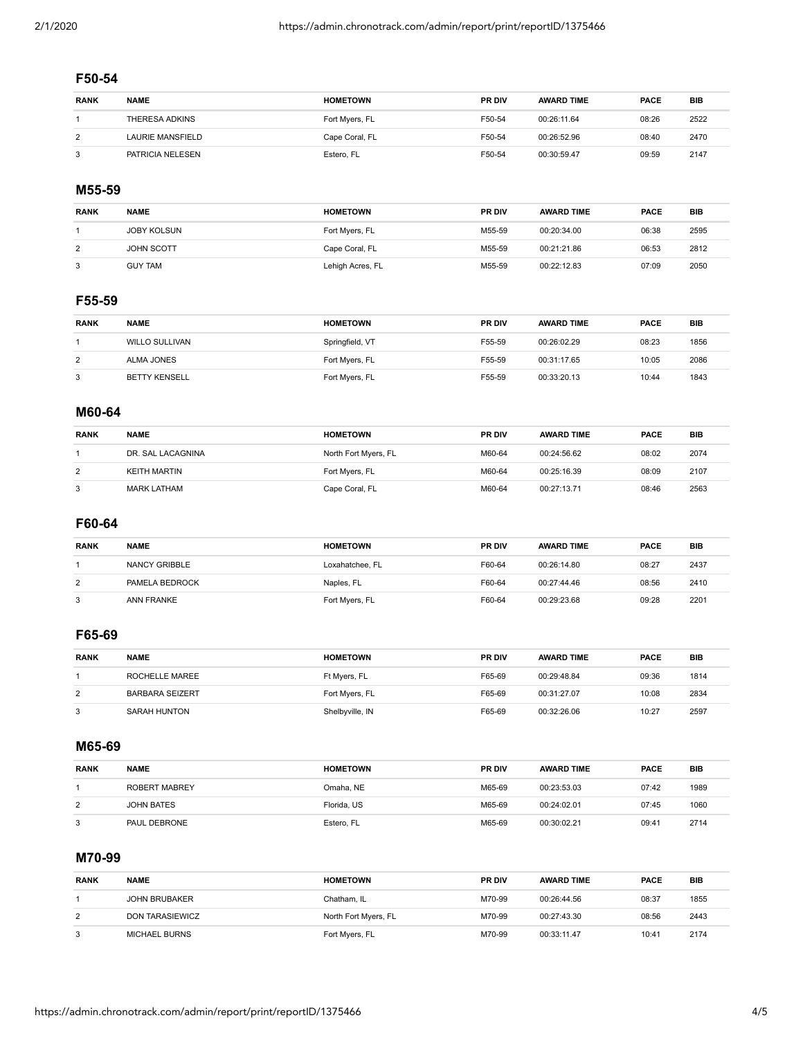## F50-54

| RANK | NAME | HOMETOWN | PR DIV | AWARD TIME | PACE | BIB |
|---|---|---|---|---|---|---|
| 1 | THERESA ADKINS | Fort Myers, FL | F50-54 | 00:26:11.64 | 08:26 | 2522 |
| 2 | LAURIE MANSFIELD | Cape Coral, FL | F50-54 | 00:26:52.96 | 08:40 | 2470 |
| 3 | PATRICIA NELESEN | Estero, FL | F50-54 | 00:30:59.47 | 09:59 | 2147 |

## M55-59

| RANK | NAME | HOMETOWN | PR DIV | AWARD TIME | PACE | BIB |
|---|---|---|---|---|---|---|
| 1 | JOBY KOLSUN | Fort Myers, FL | M55-59 | 00:20:34.00 | 06:38 | 2595 |
| 2 | JOHN SCOTT | Cape Coral, FL | M55-59 | 00:21:21.86 | 06:53 | 2812 |
| 3 | GUY TAM | Lehigh Acres, FL | M55-59 | 00:22:12.83 | 07:09 | 2050 |

## F55-59

| RANK | NAME | HOMETOWN | PR DIV | AWARD TIME | PACE | BIB |
|---|---|---|---|---|---|---|
| 1 | WILLO SULLIVAN | Springfield, VT | F55-59 | 00:26:02.29 | 08:23 | 1856 |
| 2 | ALMA JONES | Fort Myers, FL | F55-59 | 00:31:17.65 | 10:05 | 2086 |
| 3 | BETTY KENSELL | Fort Myers, FL | F55-59 | 00:33:20.13 | 10:44 | 1843 |

## M60-64

| RANK | NAME | HOMETOWN | PR DIV | AWARD TIME | PACE | BIB |
|---|---|---|---|---|---|---|
| 1 | DR. SAL LACAGNINA | North Fort Myers, FL | M60-64 | 00:24:56.62 | 08:02 | 2074 |
| 2 | KEITH MARTIN | Fort Myers, FL | M60-64 | 00:25:16.39 | 08:09 | 2107 |
| 3 | MARK LATHAM | Cape Coral, FL | M60-64 | 00:27:13.71 | 08:46 | 2563 |

## F60-64

| RANK | NAME | HOMETOWN | PR DIV | AWARD TIME | PACE | BIB |
|---|---|---|---|---|---|---|
| 1 | NANCY GRIBBLE | Loxahatchee, FL | F60-64 | 00:26:14.80 | 08:27 | 2437 |
| 2 | PAMELA BEDROCK | Naples, FL | F60-64 | 00:27:44.46 | 08:56 | 2410 |
| 3 | ANN FRANKE | Fort Myers, FL | F60-64 | 00:29:23.68 | 09:28 | 2201 |

## F65-69

| RANK | NAME | HOMETOWN | PR DIV | AWARD TIME | PACE | BIB |
|---|---|---|---|---|---|---|
| 1 | ROCHELLE MAREE | Ft Myers, FL | F65-69 | 00:29:48.84 | 09:36 | 1814 |
| 2 | BARBARA SEIZERT | Fort Myers, FL | F65-69 | 00:31:27.07 | 10:08 | 2834 |
| 3 | SARAH HUNTON | Shelbyville, IN | F65-69 | 00:32:26.06 | 10:27 | 2597 |

## M65-69

| RANK | NAME | HOMETOWN | PR DIV | AWARD TIME | PACE | BIB |
|---|---|---|---|---|---|---|
| 1 | ROBERT MABREY | Omaha, NE | M65-69 | 00:23:53.03 | 07:42 | 1989 |
| 2 | JOHN BATES | Florida, US | M65-69 | 00:24:02.01 | 07:45 | 1060 |
| 3 | PAUL DEBRONE | Estero, FL | M65-69 | 00:30:02.21 | 09:41 | 2714 |

## M70-99

| RANK | NAME | HOMETOWN | PR DIV | AWARD TIME | PACE | BIB |
|---|---|---|---|---|---|---|
| 1 | JOHN BRUBAKER | Chatham, IL | M70-99 | 00:26:44.56 | 08:37 | 1855 |
| 2 | DON TARASIEWICZ | North Fort Myers, FL | M70-99 | 00:27:43.30 | 08:56 | 2443 |
| 3 | MICHAEL BURNS | Fort Myers, FL | M70-99 | 00:33:11.47 | 10:41 | 2174 |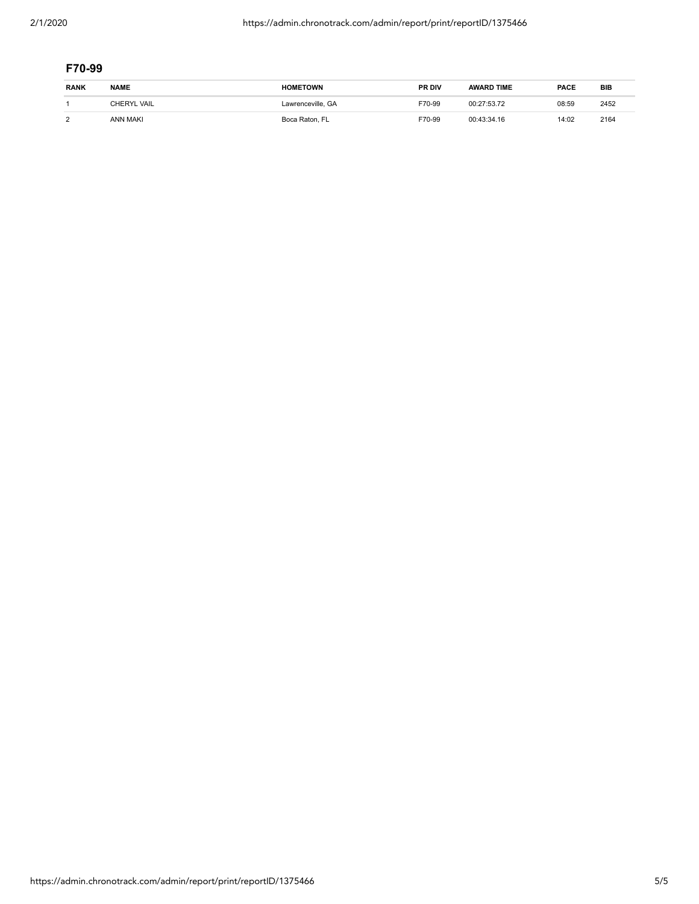## F70-99

| RANK | NAME | HOMETOWN | PR DIV | AWARD TIME | PACE | BIB |
|---|---|---|---|---|---|---|
| 1 | CHERYL VAIL | Lawrenceville, GA | F70-99 | 00:27:53.72 | 08:59 | 2452 |
| 2 | ANN MAKI | Boca Raton, FL | F70-99 | 00:43:34.16 | 14:02 | 2164 |